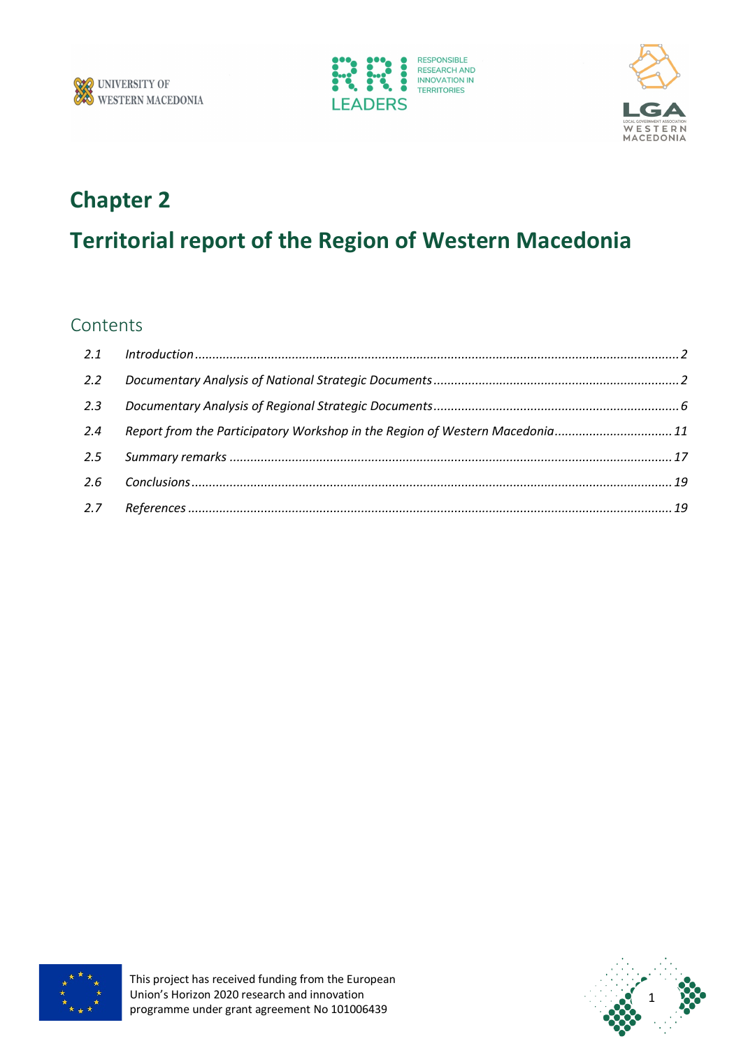# Chapter 2

# Territorial report of the Region of Western Macedonia

## Contents

| | | |
|---|---|---|
| *2.1* | *Introduction* | *2* |
| *2.2* | *Documentary Analysis of National Strategic Documents* | *2* |
| *2.3* | *Documentary Analysis of Regional Strategic Documents* | *6* |
| *2.4* | *Report from the Participatory Workshop in the Region of Western Macedonia* | *11* |
| *2.5* | *Summary remarks* | *17* |
| *2.6* | *Conclusions* | *19* |
| *2.7* | *References* | *19* |

This project has received funding from the European Union's Horizon 2020 research and innovation programme under grant agreement No 101006439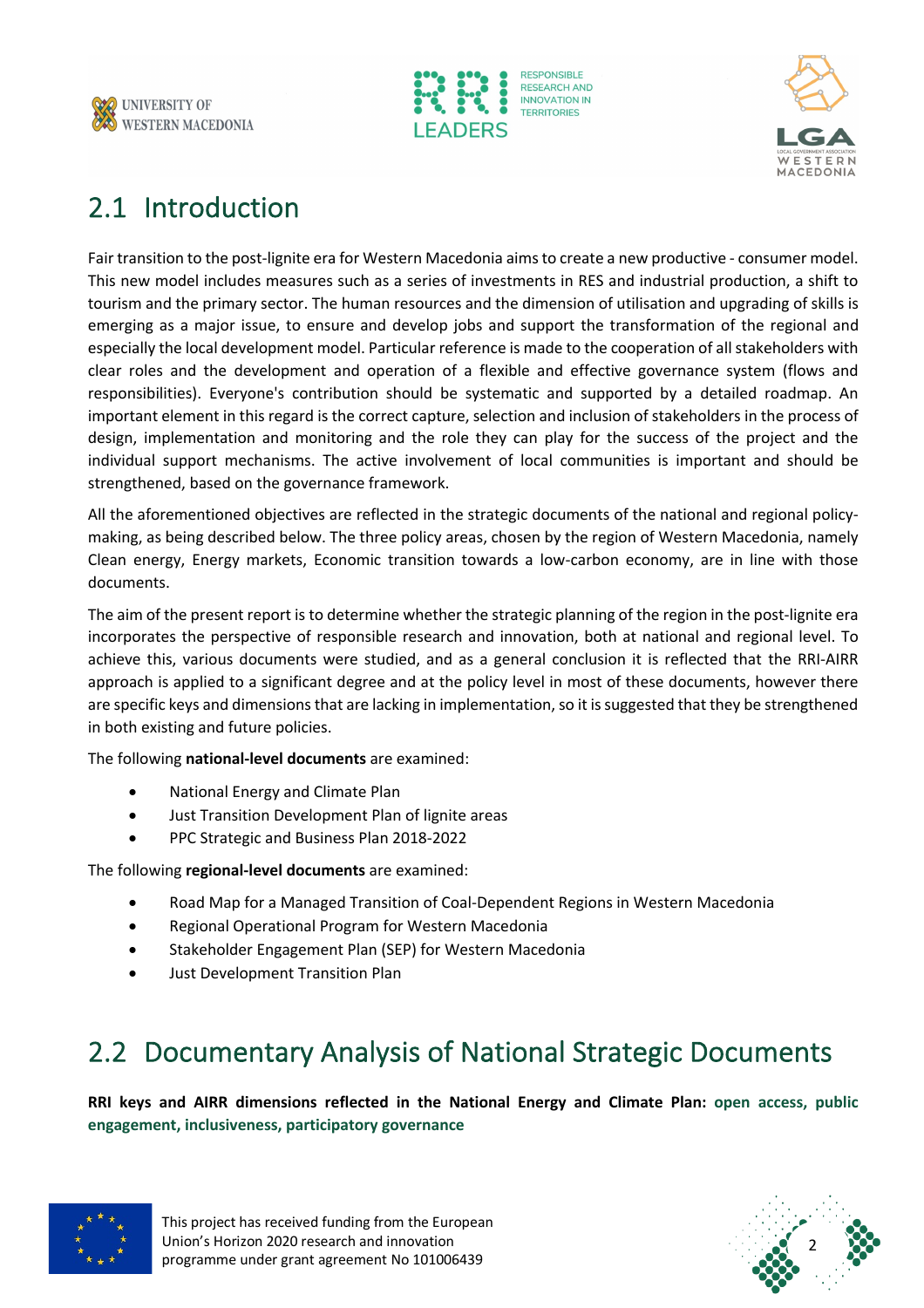## 2.1 Introduction

Fair transition to the post-lignite era for Western Macedonia aims to create a new productive - consumer model. This new model includes measures such as a series of investments in RES and industrial production, a shift to tourism and the primary sector. The human resources and the dimension of utilisation and upgrading of skills is emerging as a major issue, to ensure and develop jobs and support the transformation of the regional and especially the local development model. Particular reference is made to the cooperation of all stakeholders with clear roles and the development and operation of a flexible and effective governance system (flows and responsibilities). Everyone's contribution should be systematic and supported by a detailed roadmap. An important element in this regard is the correct capture, selection and inclusion of stakeholders in the process of design, implementation and monitoring and the role they can play for the success of the project and the individual support mechanisms. The active involvement of local communities is important and should be strengthened, based on the governance framework.

All the aforementioned objectives are reflected in the strategic documents of the national and regional policy-making, as being described below. The three policy areas, chosen by the region of Western Macedonia, namely Clean energy, Energy markets, Economic transition towards a low-carbon economy, are in line with those documents.

The aim of the present report is to determine whether the strategic planning of the region in the post-lignite era incorporates the perspective of responsible research and innovation, both at national and regional level. To achieve this, various documents were studied, and as a general conclusion it is reflected that the RRI-AIRR approach is applied to a significant degree and at the policy level in most of these documents, however there are specific keys and dimensions that are lacking in implementation, so it is suggested that they be strengthened in both existing and future policies.

The following **national-level documents** are examined:

- National Energy and Climate Plan
- Just Transition Development Plan of lignite areas
- PPC Strategic and Business Plan 2018-2022

The following **regional-level documents** are examined:

- Road Map for a Managed Transition of Coal-Dependent Regions in Western Macedonia
- Regional Operational Program for Western Macedonia
- Stakeholder Engagement Plan (SEP) for Western Macedonia
- Just Development Transition Plan

## 2.2 Documentary Analysis of National Strategic Documents

**RRI keys and AIRR dimensions reflected in the National Energy and Climate Plan: open access, public engagement, inclusiveness, participatory governance**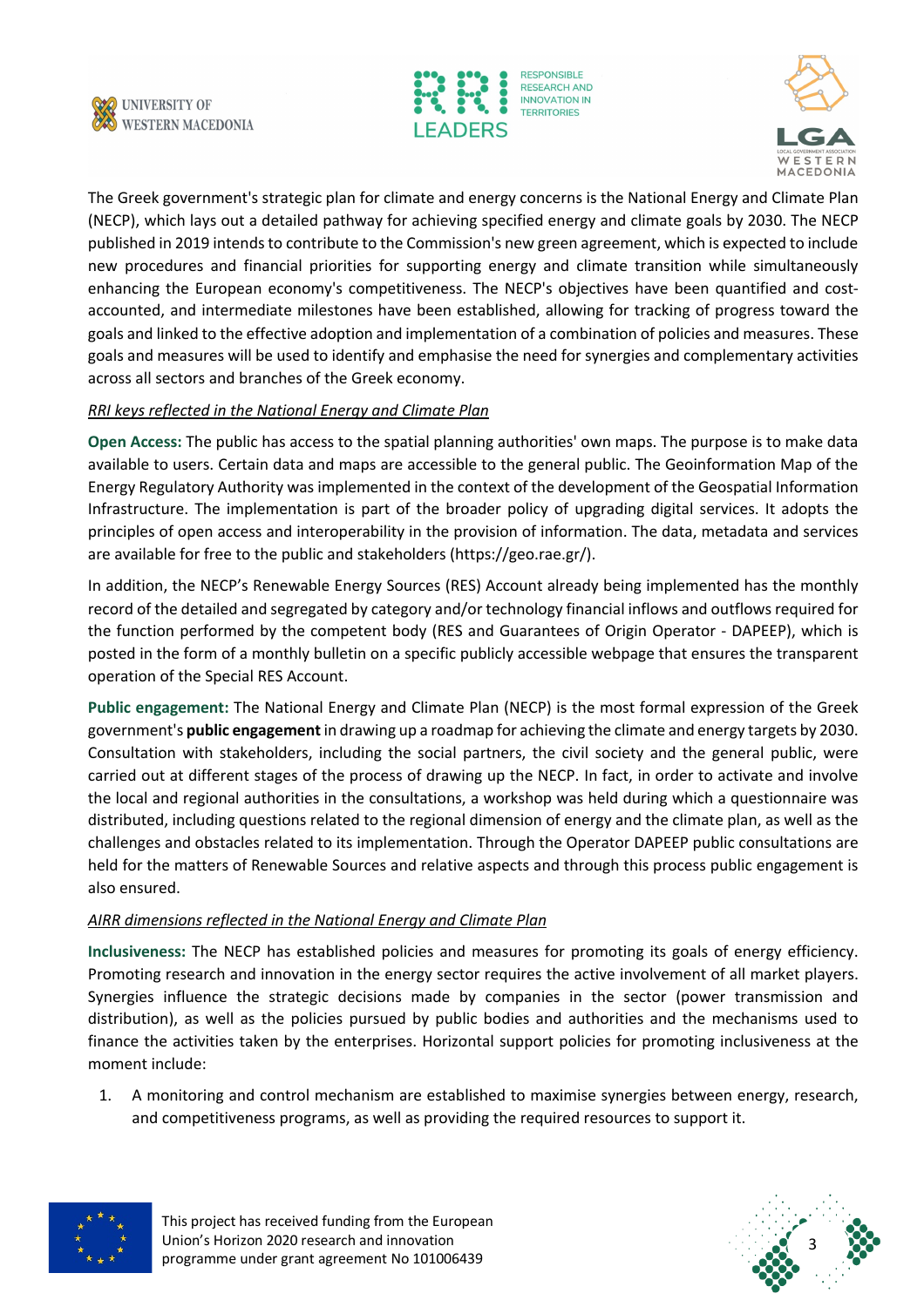The Greek government's strategic plan for climate and energy concerns is the National Energy and Climate Plan (NECP), which lays out a detailed pathway for achieving specified energy and climate goals by 2030. The NECP published in 2019 intends to contribute to the Commission's new green agreement, which is expected to include new procedures and financial priorities for supporting energy and climate transition while simultaneously enhancing the European economy's competitiveness. The NECP's objectives have been quantified and cost-accounted, and intermediate milestones have been established, allowing for tracking of progress toward the goals and linked to the effective adoption and implementation of a combination of policies and measures. These goals and measures will be used to identify and emphasise the need for synergies and complementary activities across all sectors and branches of the Greek economy.

*RRI keys reflected in the National Energy and Climate Plan*

**Open Access:** The public has access to the spatial planning authorities' own maps. The purpose is to make data available to users. Certain data and maps are accessible to the general public. The Geoinformation Map of the Energy Regulatory Authority was implemented in the context of the development of the Geospatial Information Infrastructure. The implementation is part of the broader policy of upgrading digital services. It adopts the principles of open access and interoperability in the provision of information. The data, metadata and services are available for free to the public and stakeholders (https://geo.rae.gr/).

In addition, the NECP's Renewable Energy Sources (RES) Account already being implemented has the monthly record of the detailed and segregated by category and/or technology financial inflows and outflows required for the function performed by the competent body (RES and Guarantees of Origin Operator - DAPEEP), which is posted in the form of a monthly bulletin on a specific publicly accessible webpage that ensures the transparent operation of the Special RES Account.

**Public engagement:** The National Energy and Climate Plan (NECP) is the most formal expression of the Greek government's **public engagement** in drawing up a roadmap for achieving the climate and energy targets by 2030. Consultation with stakeholders, including the social partners, the civil society and the general public, were carried out at different stages of the process of drawing up the NECP. In fact, in order to activate and involve the local and regional authorities in the consultations, a workshop was held during which a questionnaire was distributed, including questions related to the regional dimension of energy and the climate plan, as well as the challenges and obstacles related to its implementation. Through the Operator DAPEEP public consultations are held for the matters of Renewable Sources and relative aspects and through this process public engagement is also ensured.

*AIRR dimensions reflected in the National Energy and Climate Plan*

**Inclusiveness:** The NECP has established policies and measures for promoting its goals of energy efficiency. Promoting research and innovation in the energy sector requires the active involvement of all market players. Synergies influence the strategic decisions made by companies in the sector (power transmission and distribution), as well as the policies pursued by public bodies and authorities and the mechanisms used to finance the activities taken by the enterprises. Horizontal support policies for promoting inclusiveness at the moment include:

1. A monitoring and control mechanism are established to maximise synergies between energy, research, and competitiveness programs, as well as providing the required resources to support it.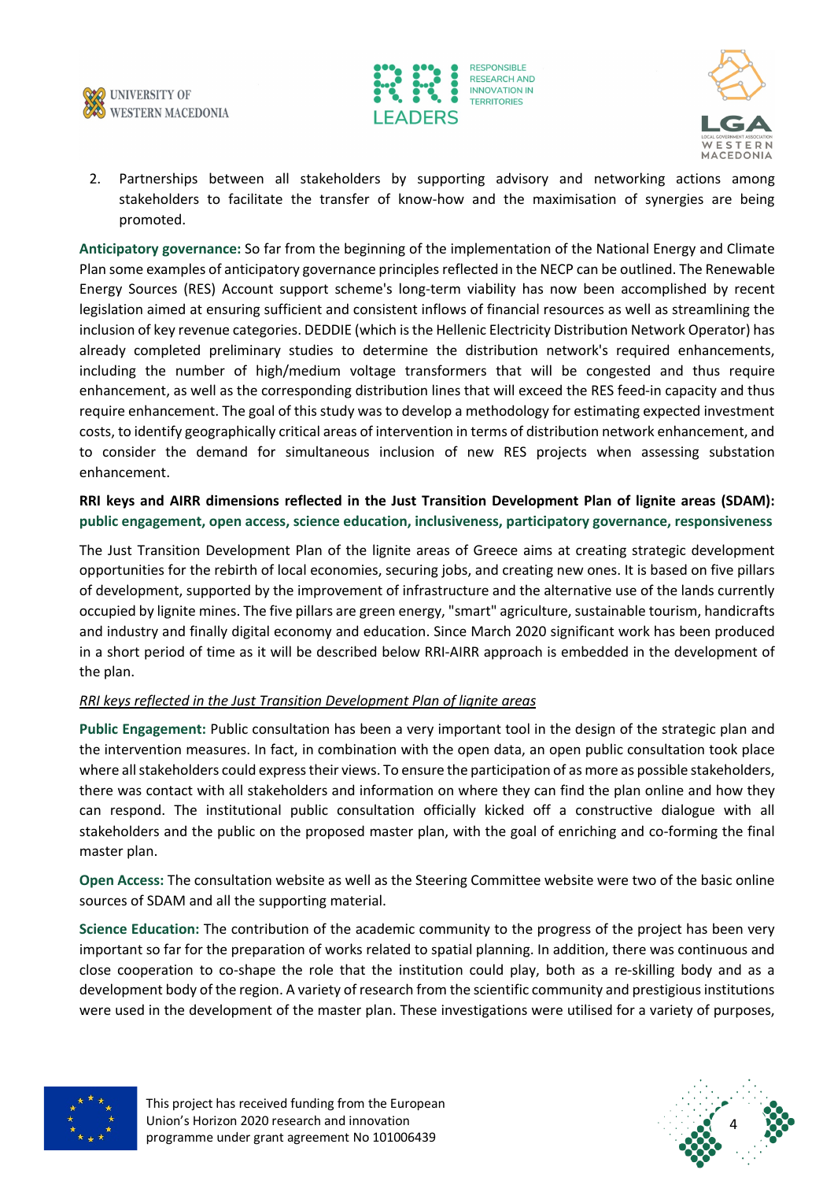2. Partnerships between all stakeholders by supporting advisory and networking actions among stakeholders to facilitate the transfer of know-how and the maximisation of synergies are being promoted.

**Anticipatory governance:** So far from the beginning of the implementation of the National Energy and Climate Plan some examples of anticipatory governance principles reflected in the NECP can be outlined. The Renewable Energy Sources (RES) Account support scheme's long-term viability has now been accomplished by recent legislation aimed at ensuring sufficient and consistent inflows of financial resources as well as streamlining the inclusion of key revenue categories. DEDDIE (which is the Hellenic Electricity Distribution Network Operator) has already completed preliminary studies to determine the distribution network's required enhancements, including the number of high/medium voltage transformers that will be congested and thus require enhancement, as well as the corresponding distribution lines that will exceed the RES feed-in capacity and thus require enhancement. The goal of this study was to develop a methodology for estimating expected investment costs, to identify geographically critical areas of intervention in terms of distribution network enhancement, and to consider the demand for simultaneous inclusion of new RES projects when assessing substation enhancement.

**RRI keys and AIRR dimensions reflected in the Just Transition Development Plan of lignite areas (SDAM): public engagement, open access, science education, inclusiveness, participatory governance, responsiveness**

The Just Transition Development Plan of the lignite areas of Greece aims at creating strategic development opportunities for the rebirth of local economies, securing jobs, and creating new ones. It is based on five pillars of development, supported by the improvement of infrastructure and the alternative use of the lands currently occupied by lignite mines. The five pillars are green energy, "smart" agriculture, sustainable tourism, handicrafts and industry and finally digital economy and education. Since March 2020 significant work has been produced in a short period of time as it will be described below RRI-AIRR approach is embedded in the development of the plan.

*RRI keys reflected in the Just Transition Development Plan of lignite areas*

**Public Engagement:** Public consultation has been a very important tool in the design of the strategic plan and the intervention measures. In fact, in combination with the open data, an open public consultation took place where all stakeholders could express their views. To ensure the participation of as more as possible stakeholders, there was contact with all stakeholders and information on where they can find the plan online and how they can respond. The institutional public consultation officially kicked off a constructive dialogue with all stakeholders and the public on the proposed master plan, with the goal of enriching and co-forming the final master plan.

**Open Access:** The consultation website as well as the Steering Committee website were two of the basic online sources of SDAM and all the supporting material.

**Science Education:** The contribution of the academic community to the progress of the project has been very important so far for the preparation of works related to spatial planning. In addition, there was continuous and close cooperation to co-shape the role that the institution could play, both as a re-skilling body and as a development body of the region. A variety of research from the scientific community and prestigious institutions were used in the development of the master plan. These investigations were utilised for a variety of purposes,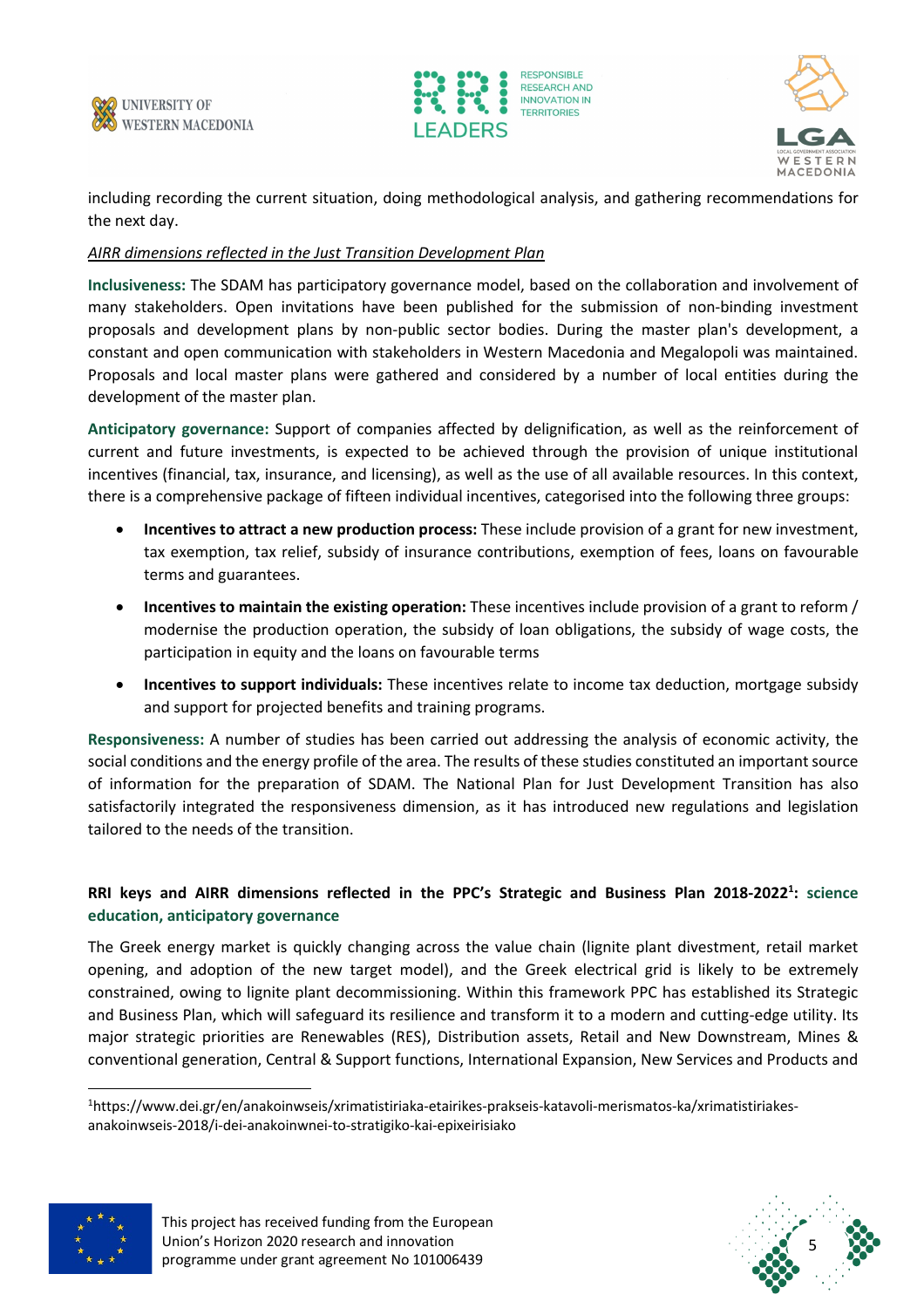including recording the current situation, doing methodological analysis, and gathering recommendations for the next day.

*AIRR dimensions reflected in the Just Transition Development Plan*

**Inclusiveness:** The SDAM has participatory governance model, based on the collaboration and involvement of many stakeholders. Open invitations have been published for the submission of non-binding investment proposals and development plans by non-public sector bodies. During the master plan's development, a constant and open communication with stakeholders in Western Macedonia and Megalopoli was maintained. Proposals and local master plans were gathered and considered by a number of local entities during the development of the master plan.

**Anticipatory governance:** Support of companies affected by delignification, as well as the reinforcement of current and future investments, is expected to be achieved through the provision of unique institutional incentives (financial, tax, insurance, and licensing), as well as the use of all available resources. In this context, there is a comprehensive package of fifteen individual incentives, categorised into the following three groups:

- **Incentives to attract a new production process:** These include provision of a grant for new investment, tax exemption, tax relief, subsidy of insurance contributions, exemption of fees, loans on favourable terms and guarantees.
- **Incentives to maintain the existing operation:** These incentives include provision of a grant to reform / modernise the production operation, the subsidy of loan obligations, the subsidy of wage costs, the participation in equity and the loans on favourable terms
- **Incentives to support individuals:** These incentives relate to income tax deduction, mortgage subsidy and support for projected benefits and training programs.

**Responsiveness:** A number of studies has been carried out addressing the analysis of economic activity, the social conditions and the energy profile of the area. The results of these studies constituted an important source of information for the preparation of SDAM. The National Plan for Just Development Transition has also satisfactorily integrated the responsiveness dimension, as it has introduced new regulations and legislation tailored to the needs of the transition.

**RRI keys and AIRR dimensions reflected in the PPC's Strategic and Business Plan 2018-2022[1]: science education, anticipatory governance**

The Greek energy market is quickly changing across the value chain (lignite plant divestment, retail market opening, and adoption of the new target model), and the Greek electrical grid is likely to be extremely constrained, owing to lignite plant decommissioning. Within this framework PPC has established its Strategic and Business Plan, which will safeguard its resilience and transform it to a modern and cutting-edge utility. Its major strategic priorities are Renewables (RES), Distribution assets, Retail and New Downstream, Mines & conventional generation, Central & Support functions, International Expansion, New Services and Products and

[1]https://www.dei.gr/en/anakoinwseis/xrimatistiriaka-etairikes-prakseis-katavoli-merismatos-ka/xrimatistiriakes-anakoinwseis-2018/i-dei-anakoinwnei-to-stratigiko-kai-epixeirisiako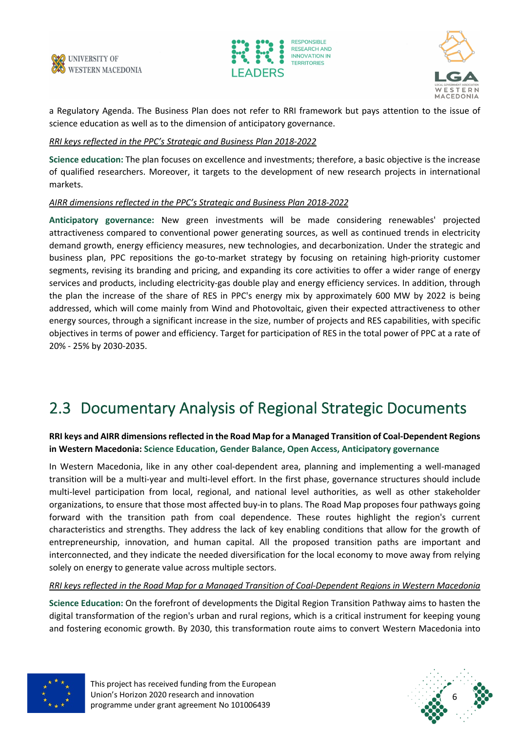a Regulatory Agenda. The Business Plan does not refer to RRI framework but pays attention to the issue of science education as well as to the dimension of anticipatory governance.

*RRI keys reflected in the PPC's Strategic and Business Plan 2018-2022*

**Science education:** The plan focuses on excellence and investments; therefore, a basic objective is the increase of qualified researchers. Moreover, it targets to the development of new research projects in international markets.

*AIRR dimensions reflected in the PPC's Strategic and Business Plan 2018-2022*

**Anticipatory governance:** New green investments will be made considering renewables' projected attractiveness compared to conventional power generating sources, as well as continued trends in electricity demand growth, energy efficiency measures, new technologies, and decarbonization. Under the strategic and business plan, PPC repositions the go-to-market strategy by focusing on retaining high-priority customer segments, revising its branding and pricing, and expanding its core activities to offer a wider range of energy services and products, including electricity-gas double play and energy efficiency services. In addition, through the plan the increase of the share of RES in PPC's energy mix by approximately 600 MW by 2022 is being addressed, which will come mainly from Wind and Photovoltaic, given their expected attractiveness to other energy sources, through a significant increase in the size, number of projects and RES capabilities, with specific objectives in terms of power and efficiency. Target for participation of RES in the total power of PPC at a rate of 20% - 25% by 2030-2035.

## 2.3 Documentary Analysis of Regional Strategic Documents

**RRI keys and AIRR dimensions reflected in the Road Map for a Managed Transition of Coal-Dependent Regions in Western Macedonia: Science Education, Gender Balance, Open Access, Anticipatory governance**

In Western Macedonia, like in any other coal-dependent area, planning and implementing a well-managed transition will be a multi-year and multi-level effort. In the first phase, governance structures should include multi-level participation from local, regional, and national level authorities, as well as other stakeholder organizations, to ensure that those most affected buy-in to plans. The Road Map proposes four pathways going forward with the transition path from coal dependence. These routes highlight the region's current characteristics and strengths. They address the lack of key enabling conditions that allow for the growth of entrepreneurship, innovation, and human capital. All the proposed transition paths are important and interconnected, and they indicate the needed diversification for the local economy to move away from relying solely on energy to generate value across multiple sectors.

*RRI keys reflected in the Road Map for a Managed Transition of Coal-Dependent Regions in Western Macedonia*

**Science Education:** On the forefront of developments the Digital Region Transition Pathway aims to hasten the digital transformation of the region's urban and rural regions, which is a critical instrument for keeping young and fostering economic growth. By 2030, this transformation route aims to convert Western Macedonia into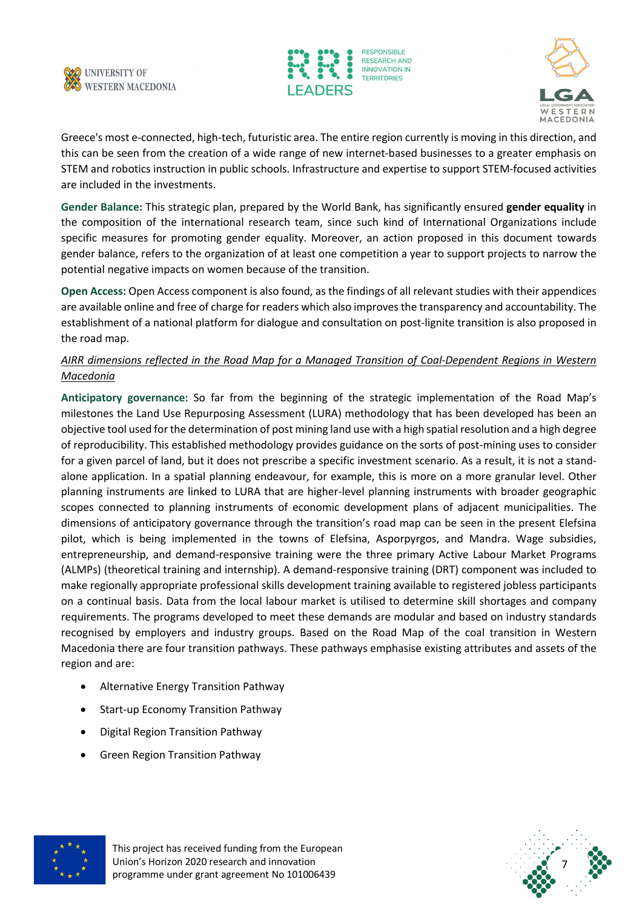Greece's most e-connected, high-tech, futuristic area. The entire region currently is moving in this direction, and this can be seen from the creation of a wide range of new internet-based businesses to a greater emphasis on STEM and robotics instruction in public schools. Infrastructure and expertise to support STEM-focused activities are included in the investments.

**Gender Balance:** This strategic plan, prepared by the World Bank, has significantly ensured **gender equality** in the composition of the international research team, since such kind of International Organizations include specific measures for promoting gender equality. Moreover, an action proposed in this document towards gender balance, refers to the organization of at least one competition a year to support projects to narrow the potential negative impacts on women because of the transition.

**Open Access:** Open Access component is also found, as the findings of all relevant studies with their appendices are available online and free of charge for readers which also improves the transparency and accountability. The establishment of a national platform for dialogue and consultation on post-lignite transition is also proposed in the road map.

*AIRR dimensions reflected in the Road Map for a Managed Transition of Coal-Dependent Regions in Western Macedonia*

**Anticipatory governance:** So far from the beginning of the strategic implementation of the Road Map's milestones the Land Use Repurposing Assessment (LURA) methodology that has been developed has been an objective tool used for the determination of post mining land use with a high spatial resolution and a high degree of reproducibility. This established methodology provides guidance on the sorts of post-mining uses to consider for a given parcel of land, but it does not prescribe a specific investment scenario. As a result, it is not a stand-alone application. In a spatial planning endeavour, for example, this is more on a more granular level. Other planning instruments are linked to LURA that are higher-level planning instruments with broader geographic scopes connected to planning instruments of economic development plans of adjacent municipalities. The dimensions of anticipatory governance through the transition's road map can be seen in the present Elefsina pilot, which is being implemented in the towns of Elefsina, Asporpyrgos, and Mandra. Wage subsidies, entrepreneurship, and demand-responsive training were the three primary Active Labour Market Programs (ALMPs) (theoretical training and internship). A demand-responsive training (DRT) component was included to make regionally appropriate professional skills development training available to registered jobless participants on a continual basis. Data from the local labour market is utilised to determine skill shortages and company requirements. The programs developed to meet these demands are modular and based on industry standards recognised by employers and industry groups. Based on the Road Map of the coal transition in Western Macedonia there are four transition pathways. These pathways emphasise existing attributes and assets of the region and are:

- Alternative Energy Transition Pathway
- Start-up Economy Transition Pathway
- Digital Region Transition Pathway
- Green Region Transition Pathway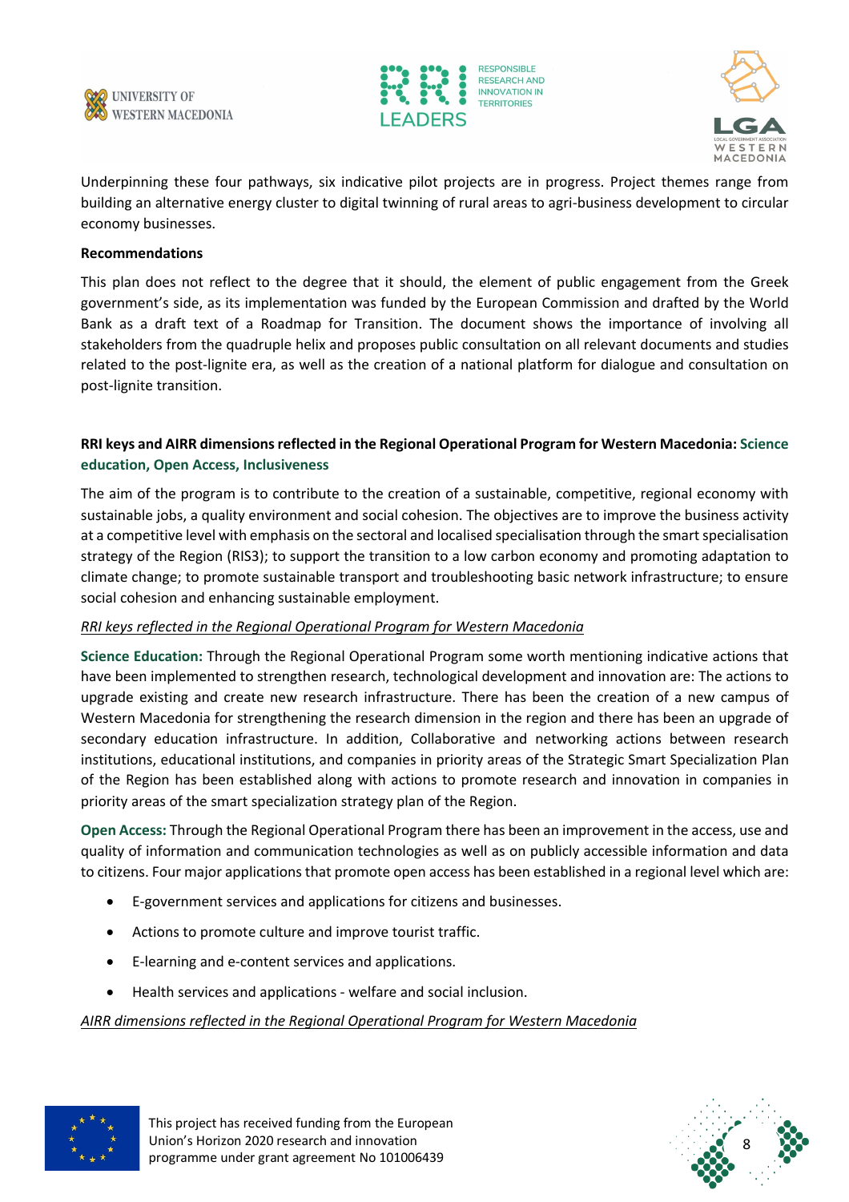Underpinning these four pathways, six indicative pilot projects are in progress. Project themes range from building an alternative energy cluster to digital twinning of rural areas to agri-business development to circular economy businesses.

**Recommendations**

This plan does not reflect to the degree that it should, the element of public engagement from the Greek government's side, as its implementation was funded by the European Commission and drafted by the World Bank as a draft text of a Roadmap for Transition. The document shows the importance of involving all stakeholders from the quadruple helix and proposes public consultation on all relevant documents and studies related to the post-lignite era, as well as the creation of a national platform for dialogue and consultation on post-lignite transition.

**RRI keys and AIRR dimensions reflected in the Regional Operational Program for Western Macedonia: Science education, Open Access, Inclusiveness**

The aim of the program is to contribute to the creation of a sustainable, competitive, regional economy with sustainable jobs, a quality environment and social cohesion. The objectives are to improve the business activity at a competitive level with emphasis on the sectoral and localised specialisation through the smart specialisation strategy of the Region (RIS3); to support the transition to a low carbon economy and promoting adaptation to climate change; to promote sustainable transport and troubleshooting basic network infrastructure; to ensure social cohesion and enhancing sustainable employment.

*RRI keys reflected in the Regional Operational Program for Western Macedonia*

**Science Education:** Through the Regional Operational Program some worth mentioning indicative actions that have been implemented to strengthen research, technological development and innovation are: The actions to upgrade existing and create new research infrastructure. There has been the creation of a new campus of Western Macedonia for strengthening the research dimension in the region and there has been an upgrade of secondary education infrastructure. In addition, Collaborative and networking actions between research institutions, educational institutions, and companies in priority areas of the Strategic Smart Specialization Plan of the Region has been established along with actions to promote research and innovation in companies in priority areas of the smart specialization strategy plan of the Region.

**Open Access:** Through the Regional Operational Program there has been an improvement in the access, use and quality of information and communication technologies as well as on publicly accessible information and data to citizens. Four major applications that promote open access has been established in a regional level which are:

- E-government services and applications for citizens and businesses.
- Actions to promote culture and improve tourist traffic.
- E-learning and e-content services and applications.
- Health services and applications - welfare and social inclusion.

*AIRR dimensions reflected in the Regional Operational Program for Western Macedonia*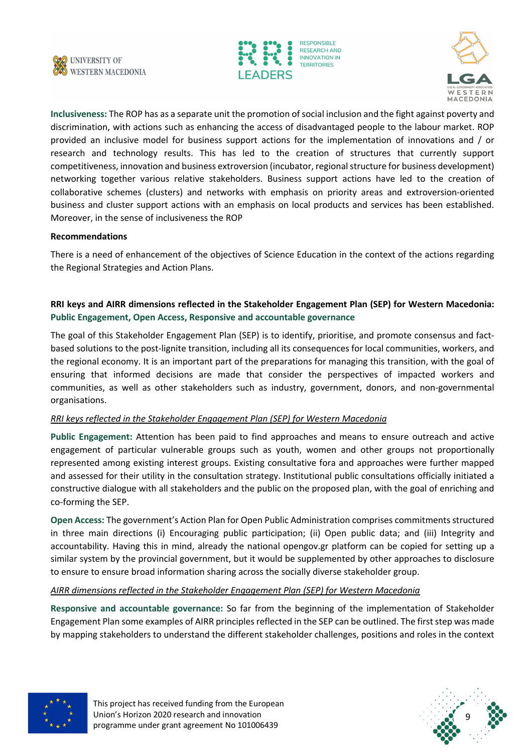**Inclusiveness:** The ROP has as a separate unit the promotion of social inclusion and the fight against poverty and discrimination, with actions such as enhancing the access of disadvantaged people to the labour market. ROP provided an inclusive model for business support actions for the implementation of innovations and / or research and technology results. This has led to the creation of structures that currently support competitiveness, innovation and business extroversion (incubator, regional structure for business development) networking together various relative stakeholders. Business support actions have led to the creation of collaborative schemes (clusters) and networks with emphasis on priority areas and extroversion-oriented business and cluster support actions with an emphasis on local products and services has been established. Moreover, in the sense of inclusiveness the ROP

**Recommendations**

There is a need of enhancement of the objectives of Science Education in the context of the actions regarding the Regional Strategies and Action Plans.

**RRI keys and AIRR dimensions reflected in the Stakeholder Engagement Plan (SEP) for Western Macedonia: Public Engagement, Open Access, Responsive and accountable governance**

The goal of this Stakeholder Engagement Plan (SEP) is to identify, prioritise, and promote consensus and fact-based solutions to the post-lignite transition, including all its consequences for local communities, workers, and the regional economy. It is an important part of the preparations for managing this transition, with the goal of ensuring that informed decisions are made that consider the perspectives of impacted workers and communities, as well as other stakeholders such as industry, government, donors, and non-governmental organisations.

*RRI keys reflected in the Stakeholder Engagement Plan (SEP) for Western Macedonia*

**Public Engagement:** Attention has been paid to find approaches and means to ensure outreach and active engagement of particular vulnerable groups such as youth, women and other groups not proportionally represented among existing interest groups. Existing consultative fora and approaches were further mapped and assessed for their utility in the consultation strategy. Institutional public consultations officially initiated a constructive dialogue with all stakeholders and the public on the proposed plan, with the goal of enriching and co-forming the SEP.

**Open Access:** The government's Action Plan for Open Public Administration comprises commitments structured in three main directions (i) Encouraging public participation; (ii) Open public data; and (iii) Integrity and accountability. Having this in mind, already the national opengov.gr platform can be copied for setting up a similar system by the provincial government, but it would be supplemented by other approaches to disclosure to ensure to ensure broad information sharing across the socially diverse stakeholder group.

*AIRR dimensions reflected in the Stakeholder Engagement Plan (SEP) for Western Macedonia*

**Responsive and accountable governance:** So far from the beginning of the implementation of Stakeholder Engagement Plan some examples of AIRR principles reflected in the SEP can be outlined. The first step was made by mapping stakeholders to understand the different stakeholder challenges, positions and roles in the context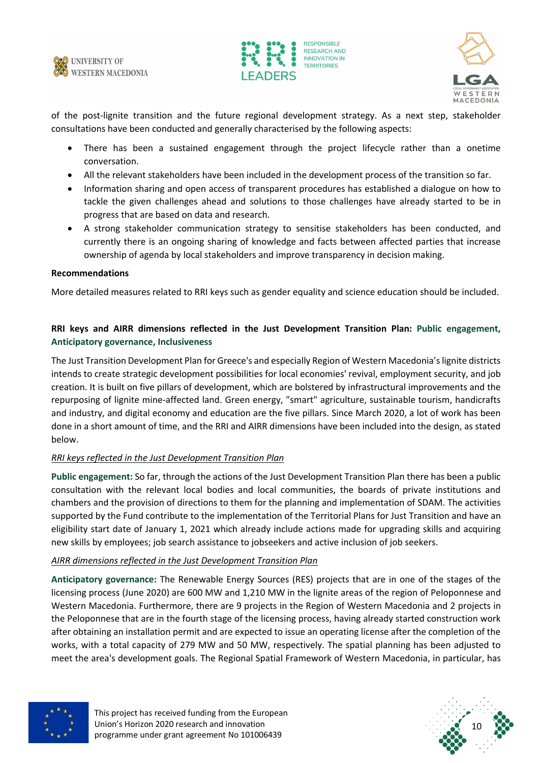of the post-lignite transition and the future regional development strategy. As a next step, stakeholder consultations have been conducted and generally characterised by the following aspects:

- There has been a sustained engagement through the project lifecycle rather than a onetime conversation.
- All the relevant stakeholders have been included in the development process of the transition so far.
- Information sharing and open access of transparent procedures has established a dialogue on how to tackle the given challenges ahead and solutions to those challenges have already started to be in progress that are based on data and research.
- A strong stakeholder communication strategy to sensitise stakeholders has been conducted, and currently there is an ongoing sharing of knowledge and facts between affected parties that increase ownership of agenda by local stakeholders and improve transparency in decision making.

**Recommendations**

More detailed measures related to RRI keys such as gender equality and science education should be included.

**RRI keys and AIRR dimensions reflected in the Just Development Transition Plan: Public engagement, Anticipatory governance, Inclusiveness**

The Just Transition Development Plan for Greece's and especially Region of Western Macedonia's lignite districts intends to create strategic development possibilities for local economies' revival, employment security, and job creation. It is built on five pillars of development, which are bolstered by infrastructural improvements and the repurposing of lignite mine-affected land. Green energy, "smart" agriculture, sustainable tourism, handicrafts and industry, and digital economy and education are the five pillars. Since March 2020, a lot of work has been done in a short amount of time, and the RRI and AIRR dimensions have been included into the design, as stated below.

*RRI keys reflected in the Just Development Transition Plan*

**Public engagement:** So far, through the actions of the Just Development Transition Plan there has been a public consultation with the relevant local bodies and local communities, the boards of private institutions and chambers and the provision of directions to them for the planning and implementation of SDAM. The activities supported by the Fund contribute to the implementation of the Territorial Plans for Just Transition and have an eligibility start date of January 1, 2021 which already include actions made for upgrading skills and acquiring new skills by employees; job search assistance to jobseekers and active inclusion of job seekers.

*AIRR dimensions reflected in the Just Development Transition Plan*

**Anticipatory governance:** The Renewable Energy Sources (RES) projects that are in one of the stages of the licensing process (June 2020) are 600 MW and 1,210 MW in the lignite areas of the region of Peloponnese and Western Macedonia. Furthermore, there are 9 projects in the Region of Western Macedonia and 2 projects in the Peloponnese that are in the fourth stage of the licensing process, having already started construction work after obtaining an installation permit and are expected to issue an operating license after the completion of the works, with a total capacity of 279 MW and 50 MW, respectively. The spatial planning has been adjusted to meet the area's development goals. The Regional Spatial Framework of Western Macedonia, in particular, has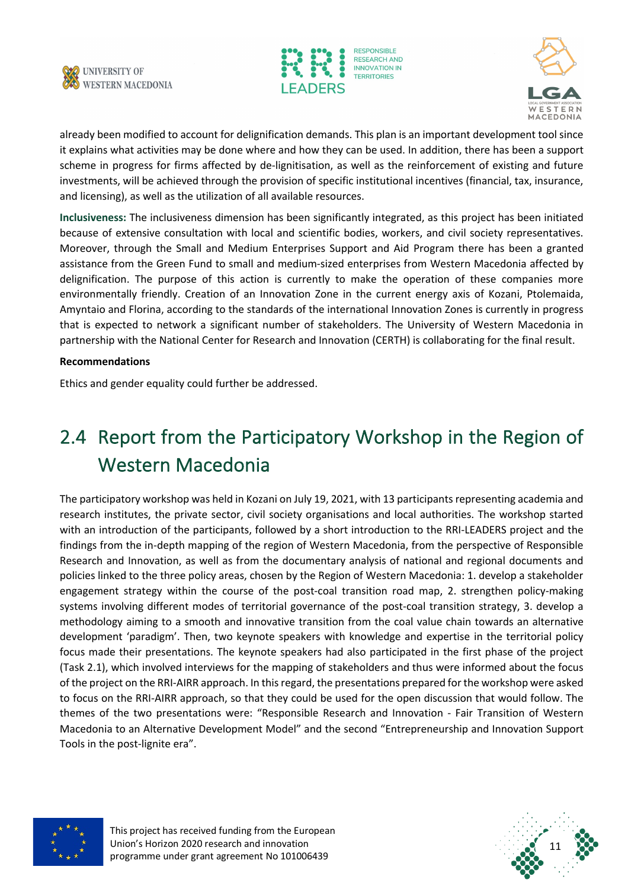already been modified to account for delignification demands. This plan is an important development tool since it explains what activities may be done where and how they can be used. In addition, there has been a support scheme in progress for firms affected by de-lignitisation, as well as the reinforcement of existing and future investments, will be achieved through the provision of specific institutional incentives (financial, tax, insurance, and licensing), as well as the utilization of all available resources.

**Inclusiveness:** The inclusiveness dimension has been significantly integrated, as this project has been initiated because of extensive consultation with local and scientific bodies, workers, and civil society representatives. Moreover, through the Small and Medium Enterprises Support and Aid Program there has been a granted assistance from the Green Fund to small and medium-sized enterprises from Western Macedonia affected by delignification. The purpose of this action is currently to make the operation of these companies more environmentally friendly. Creation of an Innovation Zone in the current energy axis of Kozani, Ptolemaida, Amyntaio and Florina, according to the standards of the international Innovation Zones is currently in progress that is expected to network a significant number of stakeholders. The University of Western Macedonia in partnership with the National Center for Research and Innovation (CERTH) is collaborating for the final result.

**Recommendations**

Ethics and gender equality could further be addressed.

## 2.4 Report from the Participatory Workshop in the Region of Western Macedonia

The participatory workshop was held in Kozani on July 19, 2021, with 13 participants representing academia and research institutes, the private sector, civil society organisations and local authorities. The workshop started with an introduction of the participants, followed by a short introduction to the RRI-LEADERS project and the findings from the in-depth mapping of the region of Western Macedonia, from the perspective of Responsible Research and Innovation, as well as from the documentary analysis of national and regional documents and policies linked to the three policy areas, chosen by the Region of Western Macedonia: 1. develop a stakeholder engagement strategy within the course of the post-coal transition road map, 2. strengthen policy-making systems involving different modes of territorial governance of the post-coal transition strategy, 3. develop a methodology aiming to a smooth and innovative transition from the coal value chain towards an alternative development 'paradigm'. Then, two keynote speakers with knowledge and expertise in the territorial policy focus made their presentations. The keynote speakers had also participated in the first phase of the project (Task 2.1), which involved interviews for the mapping of stakeholders and thus were informed about the focus of the project on the RRI-AIRR approach. In this regard, the presentations prepared for the workshop were asked to focus on the RRI-AIRR approach, so that they could be used for the open discussion that would follow. The themes of the two presentations were: "Responsible Research and Innovation - Fair Transition of Western Macedonia to an Alternative Development Model" and the second "Entrepreneurship and Innovation Support Tools in the post-lignite era".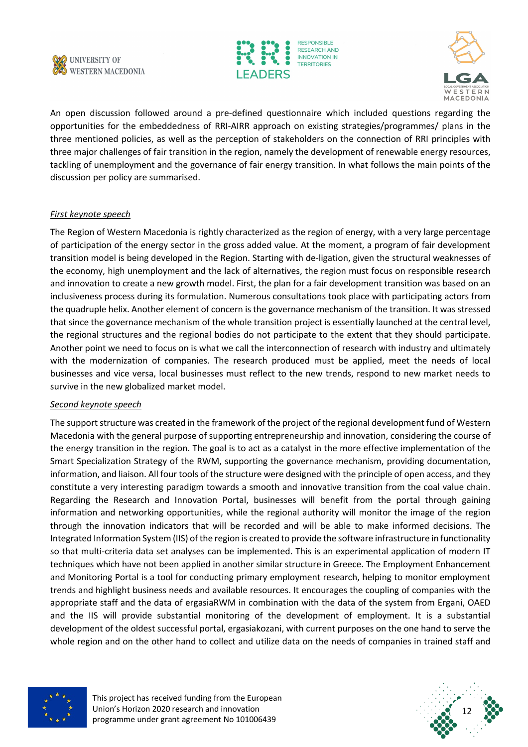An open discussion followed around a pre-defined questionnaire which included questions regarding the opportunities for the embeddedness of RRI-AIRR approach on existing strategies/programmes/ plans in the three mentioned policies, as well as the perception of stakeholders on the connection of RRI principles with three major challenges of fair transition in the region, namely the development of renewable energy resources, tackling of unemployment and the governance of fair energy transition. In what follows the main points of the discussion per policy are summarised.

*First keynote speech*

The Region of Western Macedonia is rightly characterized as the region of energy, with a very large percentage of participation of the energy sector in the gross added value. At the moment, a program of fair development transition model is being developed in the Region. Starting with de-ligation, given the structural weaknesses of the economy, high unemployment and the lack of alternatives, the region must focus on responsible research and innovation to create a new growth model. First, the plan for a fair development transition was based on an inclusiveness process during its formulation. Numerous consultations took place with participating actors from the quadruple helix. Another element of concern is the governance mechanism of the transition. It was stressed that since the governance mechanism of the whole transition project is essentially launched at the central level, the regional structures and the regional bodies do not participate to the extent that they should participate. Another point we need to focus on is what we call the interconnection of research with industry and ultimately with the modernization of companies. The research produced must be applied, meet the needs of local businesses and vice versa, local businesses must reflect to the new trends, respond to new market needs to survive in the new globalized market model.

*Second keynote speech*

The support structure was created in the framework of the project of the regional development fund of Western Macedonia with the general purpose of supporting entrepreneurship and innovation, considering the course of the energy transition in the region. The goal is to act as a catalyst in the more effective implementation of the Smart Specialization Strategy of the RWM, supporting the governance mechanism, providing documentation, information, and liaison. All four tools of the structure were designed with the principle of open access, and they constitute a very interesting paradigm towards a smooth and innovative transition from the coal value chain. Regarding the Research and Innovation Portal, businesses will benefit from the portal through gaining information and networking opportunities, while the regional authority will monitor the image of the region through the innovation indicators that will be recorded and will be able to make informed decisions. The Integrated Information System (IIS) of the region is created to provide the software infrastructure in functionality so that multi-criteria data set analyses can be implemented. This is an experimental application of modern IT techniques which have not been applied in another similar structure in Greece. The Employment Enhancement and Monitoring Portal is a tool for conducting primary employment research, helping to monitor employment trends and highlight business needs and available resources. It encourages the coupling of companies with the appropriate staff and the data of ergasiaRWM in combination with the data of the system from Ergani, OAED and the IIS will provide substantial monitoring of the development of employment. It is a substantial development of the oldest successful portal, ergasiakozani, with current purposes on the one hand to serve the whole region and on the other hand to collect and utilize data on the needs of companies in trained staff and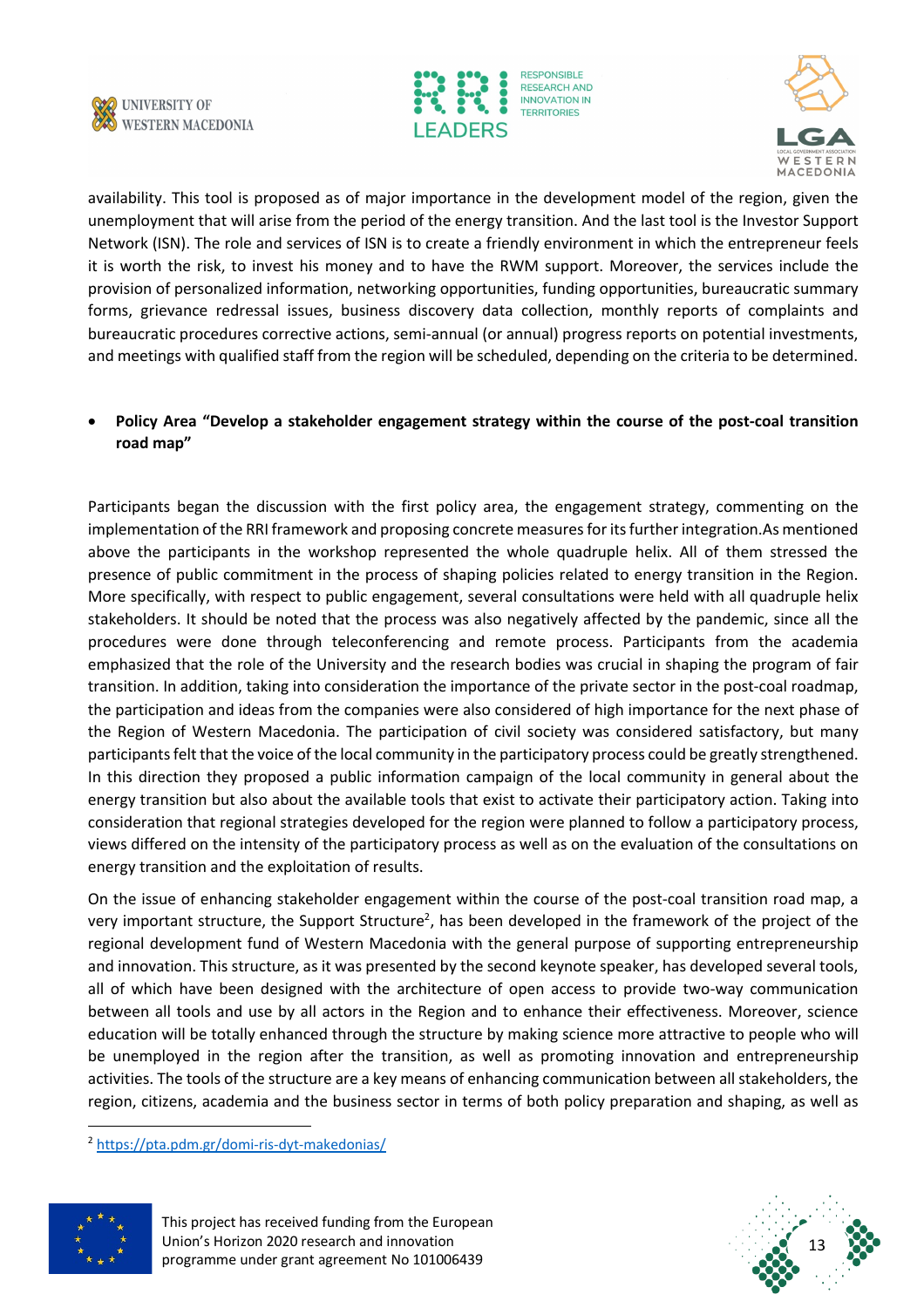availability. This tool is proposed as of major importance in the development model of the region, given the unemployment that will arise from the period of the energy transition. And the last tool is the Investor Support Network (ISN). The role and services of ISN is to create a friendly environment in which the entrepreneur feels it is worth the risk, to invest his money and to have the RWM support. Moreover, the services include the provision of personalized information, networking opportunities, funding opportunities, bureaucratic summary forms, grievance redressal issues, business discovery data collection, monthly reports of complaints and bureaucratic procedures corrective actions, semi-annual (or annual) progress reports on potential investments, and meetings with qualified staff from the region will be scheduled, depending on the criteria to be determined.

- **Policy Area "Develop a stakeholder engagement strategy within the course of the post-coal transition road map"**

Participants began the discussion with the first policy area, the engagement strategy, commenting on the implementation of the RRI framework and proposing concrete measures for its further integration.As mentioned above the participants in the workshop represented the whole quadruple helix. All of them stressed the presence of public commitment in the process of shaping policies related to energy transition in the Region. More specifically, with respect to public engagement, several consultations were held with all quadruple helix stakeholders. It should be noted that the process was also negatively affected by the pandemic, since all the procedures were done through teleconferencing and remote process. Participants from the academia emphasized that the role of the University and the research bodies was crucial in shaping the program of fair transition. In addition, taking into consideration the importance of the private sector in the post-coal roadmap, the participation and ideas from the companies were also considered of high importance for the next phase of the Region of Western Macedonia. The participation of civil society was considered satisfactory, but many participants felt that the voice of the local community in the participatory process could be greatly strengthened. In this direction they proposed a public information campaign of the local community in general about the energy transition but also about the available tools that exist to activate their participatory action. Taking into consideration that regional strategies developed for the region were planned to follow a participatory process, views differed on the intensity of the participatory process as well as on the evaluation of the consultations on energy transition and the exploitation of results.

On the issue of enhancing stakeholder engagement within the course of the post-coal transition road map, a very important structure, the Support Structure[2], has been developed in the framework of the project of the regional development fund of Western Macedonia with the general purpose of supporting entrepreneurship and innovation. This structure, as it was presented by the second keynote speaker, has developed several tools, all of which have been designed with the architecture of open access to provide two-way communication between all tools and use by all actors in the Region and to enhance their effectiveness. Moreover, science education will be totally enhanced through the structure by making science more attractive to people who will be unemployed in the region after the transition, as well as promoting innovation and entrepreneurship activities. The tools of the structure are a key means of enhancing communication between all stakeholders, the region, citizens, academia and the business sector in terms of both policy preparation and shaping, as well as

[2] https://pta.pdm.gr/domi-ris-dyt-makedonias/

This project has received funding from the European Union's Horizon 2020 research and innovation programme under grant agreement No 101006439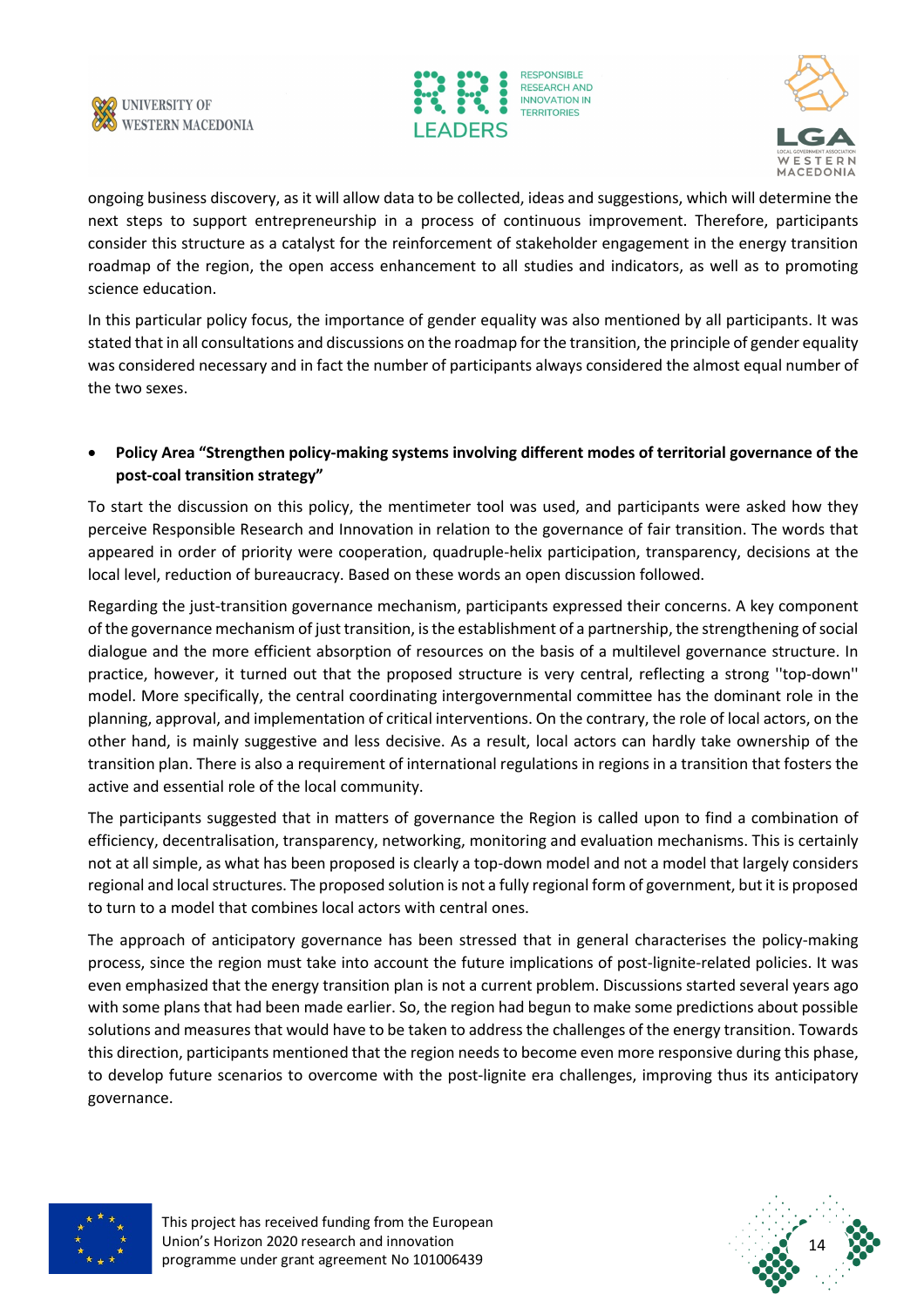ongoing business discovery, as it will allow data to be collected, ideas and suggestions, which will determine the next steps to support entrepreneurship in a process of continuous improvement. Therefore, participants consider this structure as a catalyst for the reinforcement of stakeholder engagement in the energy transition roadmap of the region, the open access enhancement to all studies and indicators, as well as to promoting science education.

In this particular policy focus, the importance of gender equality was also mentioned by all participants. It was stated that in all consultations and discussions on the roadmap for the transition, the principle of gender equality was considered necessary and in fact the number of participants always considered the almost equal number of the two sexes.

- **Policy Area "Strengthen policy-making systems involving different modes of territorial governance of the post-coal transition strategy"**

To start the discussion on this policy, the mentimeter tool was used, and participants were asked how they perceive Responsible Research and Innovation in relation to the governance of fair transition. The words that appeared in order of priority were cooperation, quadruple-helix participation, transparency, decisions at the local level, reduction of bureaucracy. Based on these words an open discussion followed.

Regarding the just-transition governance mechanism, participants expressed their concerns. A key component of the governance mechanism of just transition, is the establishment of a partnership, the strengthening of social dialogue and the more efficient absorption of resources on the basis of a multilevel governance structure. In practice, however, it turned out that the proposed structure is very central, reflecting a strong ''top-down'' model. More specifically, the central coordinating intergovernmental committee has the dominant role in the planning, approval, and implementation of critical interventions. On the contrary, the role of local actors, on the other hand, is mainly suggestive and less decisive. As a result, local actors can hardly take ownership of the transition plan. There is also a requirement of international regulations in regions in a transition that fosters the active and essential role of the local community.

The participants suggested that in matters of governance the Region is called upon to find a combination of efficiency, decentralisation, transparency, networking, monitoring and evaluation mechanisms. This is certainly not at all simple, as what has been proposed is clearly a top-down model and not a model that largely considers regional and local structures. The proposed solution is not a fully regional form of government, but it is proposed to turn to a model that combines local actors with central ones.

The approach of anticipatory governance has been stressed that in general characterises the policy-making process, since the region must take into account the future implications of post-lignite-related policies. It was even emphasized that the energy transition plan is not a current problem. Discussions started several years ago with some plans that had been made earlier. So, the region had begun to make some predictions about possible solutions and measures that would have to be taken to address the challenges of the energy transition. Towards this direction, participants mentioned that the region needs to become even more responsive during this phase, to develop future scenarios to overcome with the post-lignite era challenges, improving thus its anticipatory governance.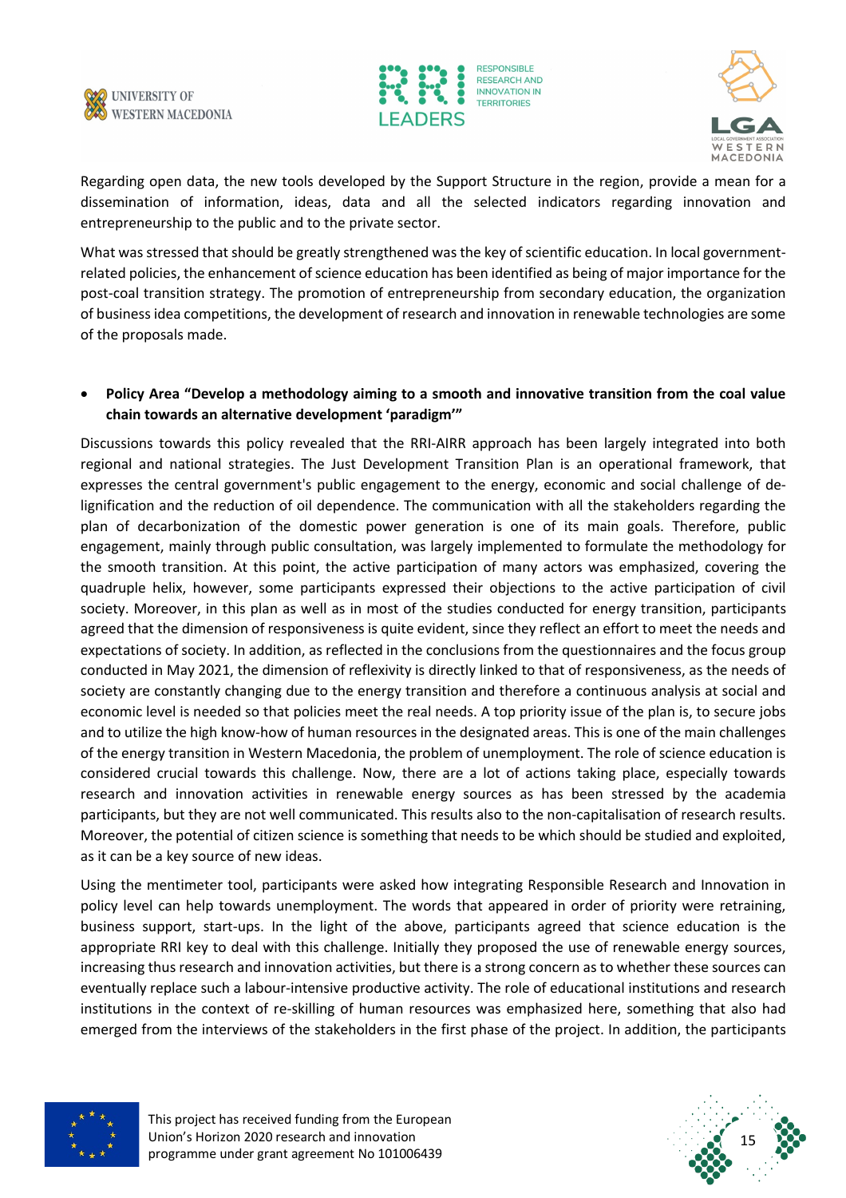Regarding open data, the new tools developed by the Support Structure in the region, provide a mean for a dissemination of information, ideas, data and all the selected indicators regarding innovation and entrepreneurship to the public and to the private sector.

What was stressed that should be greatly strengthened was the key of scientific education. In local government-related policies, the enhancement of science education has been identified as being of major importance for the post-coal transition strategy. The promotion of entrepreneurship from secondary education, the organization of business idea competitions, the development of research and innovation in renewable technologies are some of the proposals made.

- **Policy Area "Develop a methodology aiming to a smooth and innovative transition from the coal value chain towards an alternative development 'paradigm'"**

Discussions towards this policy revealed that the RRI-AIRR approach has been largely integrated into both regional and national strategies. The Just Development Transition Plan is an operational framework, that expresses the central government's public engagement to the energy, economic and social challenge of de-lignification and the reduction of oil dependence. The communication with all the stakeholders regarding the plan of decarbonization of the domestic power generation is one of its main goals. Therefore, public engagement, mainly through public consultation, was largely implemented to formulate the methodology for the smooth transition. At this point, the active participation of many actors was emphasized, covering the quadruple helix, however, some participants expressed their objections to the active participation of civil society. Moreover, in this plan as well as in most of the studies conducted for energy transition, participants agreed that the dimension of responsiveness is quite evident, since they reflect an effort to meet the needs and expectations of society. In addition, as reflected in the conclusions from the questionnaires and the focus group conducted in May 2021, the dimension of reflexivity is directly linked to that of responsiveness, as the needs of society are constantly changing due to the energy transition and therefore a continuous analysis at social and economic level is needed so that policies meet the real needs. A top priority issue of the plan is, to secure jobs and to utilize the high know-how of human resources in the designated areas. This is one of the main challenges of the energy transition in Western Macedonia, the problem of unemployment. The role of science education is considered crucial towards this challenge. Now, there are a lot of actions taking place, especially towards research and innovation activities in renewable energy sources as has been stressed by the academia participants, but they are not well communicated. This results also to the non-capitalisation of research results. Moreover, the potential of citizen science is something that needs to be which should be studied and exploited, as it can be a key source of new ideas.

Using the mentimeter tool, participants were asked how integrating Responsible Research and Innovation in policy level can help towards unemployment. The words that appeared in order of priority were retraining, business support, start-ups. In the light of the above, participants agreed that science education is the appropriate RRI key to deal with this challenge. Initially they proposed the use of renewable energy sources, increasing thus research and innovation activities, but there is a strong concern as to whether these sources can eventually replace such a labour-intensive productive activity. The role of educational institutions and research institutions in the context of re-skilling of human resources was emphasized here, something that also had emerged from the interviews of the stakeholders in the first phase of the project. In addition, the participants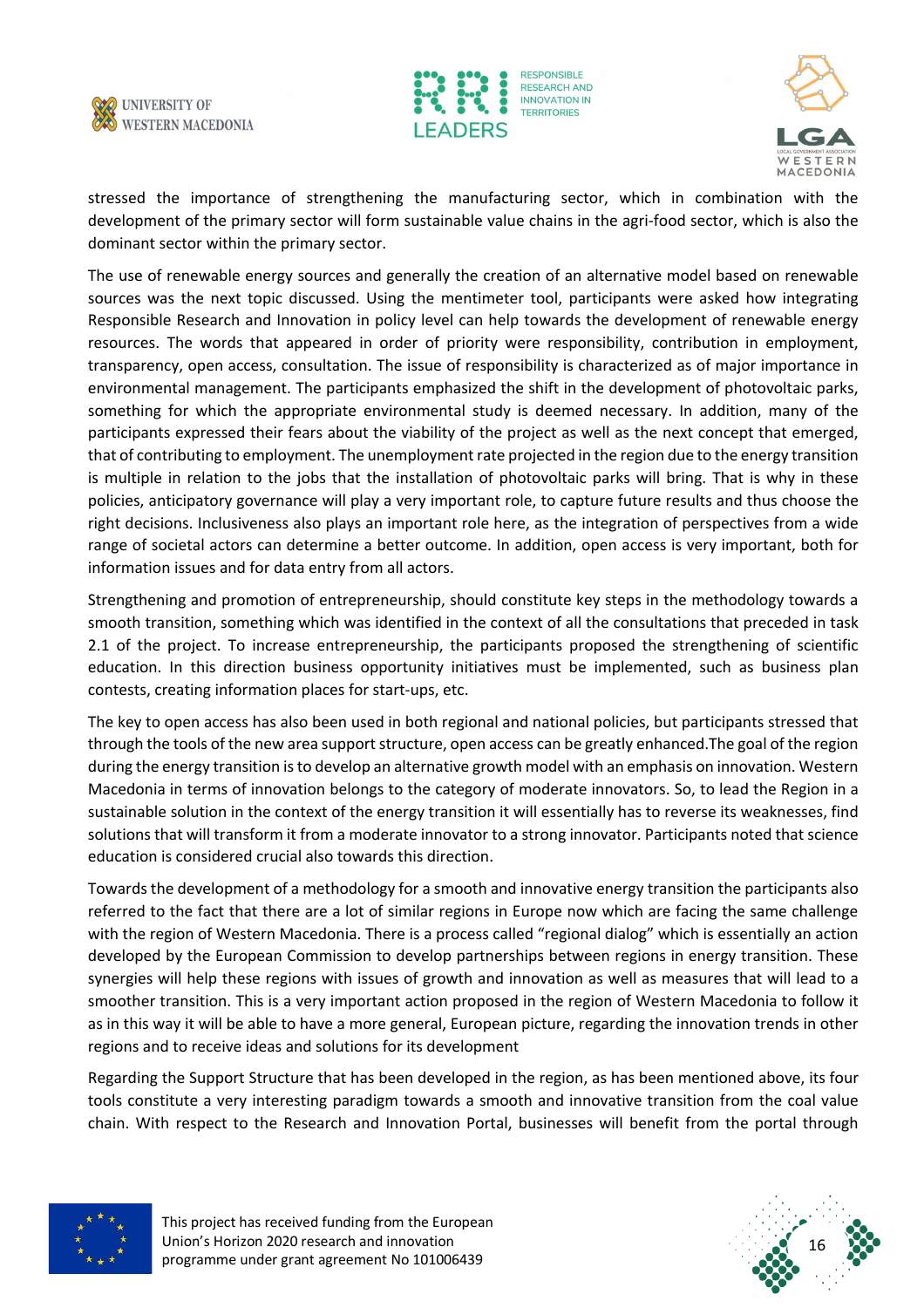stressed the importance of strengthening the manufacturing sector, which in combination with the development of the primary sector will form sustainable value chains in the agri-food sector, which is also the dominant sector within the primary sector.

The use of renewable energy sources and generally the creation of an alternative model based on renewable sources was the next topic discussed. Using the mentimeter tool, participants were asked how integrating Responsible Research and Innovation in policy level can help towards the development of renewable energy resources. The words that appeared in order of priority were responsibility, contribution in employment, transparency, open access, consultation. The issue of responsibility is characterized as of major importance in environmental management. The participants emphasized the shift in the development of photovoltaic parks, something for which the appropriate environmental study is deemed necessary. In addition, many of the participants expressed their fears about the viability of the project as well as the next concept that emerged, that of contributing to employment. The unemployment rate projected in the region due to the energy transition is multiple in relation to the jobs that the installation of photovoltaic parks will bring. That is why in these policies, anticipatory governance will play a very important role, to capture future results and thus choose the right decisions. Inclusiveness also plays an important role here, as the integration of perspectives from a wide range of societal actors can determine a better outcome. In addition, open access is very important, both for information issues and for data entry from all actors.

Strengthening and promotion of entrepreneurship, should constitute key steps in the methodology towards a smooth transition, something which was identified in the context of all the consultations that preceded in task 2.1 of the project. To increase entrepreneurship, the participants proposed the strengthening of scientific education. In this direction business opportunity initiatives must be implemented, such as business plan contests, creating information places for start-ups, etc.

The key to open access has also been used in both regional and national policies, but participants stressed that through the tools of the new area support structure, open access can be greatly enhanced.The goal of the region during the energy transition is to develop an alternative growth model with an emphasis on innovation. Western Macedonia in terms of innovation belongs to the category of moderate innovators. So, to lead the Region in a sustainable solution in the context of the energy transition it will essentially has to reverse its weaknesses, find solutions that will transform it from a moderate innovator to a strong innovator. Participants noted that science education is considered crucial also towards this direction.

Towards the development of a methodology for a smooth and innovative energy transition the participants also referred to the fact that there are a lot of similar regions in Europe now which are facing the same challenge with the region of Western Macedonia. There is a process called "regional dialog" which is essentially an action developed by the European Commission to develop partnerships between regions in energy transition. These synergies will help these regions with issues of growth and innovation as well as measures that will lead to a smoother transition. This is a very important action proposed in the region of Western Macedonia to follow it as in this way it will be able to have a more general, European picture, regarding the innovation trends in other regions and to receive ideas and solutions for its development

Regarding the Support Structure that has been developed in the region, as has been mentioned above, its four tools constitute a very interesting paradigm towards a smooth and innovative transition from the coal value chain. With respect to the Research and Innovation Portal, businesses will benefit from the portal through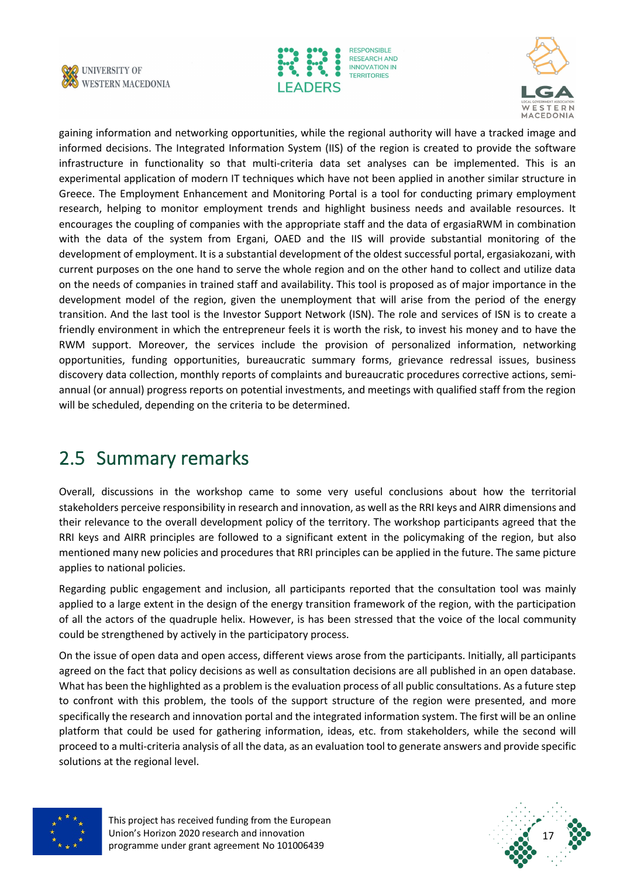gaining information and networking opportunities, while the regional authority will have a tracked image and informed decisions. The Integrated Information System (IIS) of the region is created to provide the software infrastructure in functionality so that multi-criteria data set analyses can be implemented. This is an experimental application of modern IT techniques which have not been applied in another similar structure in Greece. The Employment Enhancement and Monitoring Portal is a tool for conducting primary employment research, helping to monitor employment trends and highlight business needs and available resources. It encourages the coupling of companies with the appropriate staff and the data of ergasiaRWM in combination with the data of the system from Ergani, OAED and the IIS will provide substantial monitoring of the development of employment. It is a substantial development of the oldest successful portal, ergasiakozani, with current purposes on the one hand to serve the whole region and on the other hand to collect and utilize data on the needs of companies in trained staff and availability. This tool is proposed as of major importance in the development model of the region, given the unemployment that will arise from the period of the energy transition. And the last tool is the Investor Support Network (ISN). The role and services of ISN is to create a friendly environment in which the entrepreneur feels it is worth the risk, to invest his money and to have the RWM support. Moreover, the services include the provision of personalized information, networking opportunities, funding opportunities, bureaucratic summary forms, grievance redressal issues, business discovery data collection, monthly reports of complaints and bureaucratic procedures corrective actions, semi-annual (or annual) progress reports on potential investments, and meetings with qualified staff from the region will be scheduled, depending on the criteria to be determined.

## 2.5 Summary remarks

Overall, discussions in the workshop came to some very useful conclusions about how the territorial stakeholders perceive responsibility in research and innovation, as well as the RRI keys and AIRR dimensions and their relevance to the overall development policy of the territory. The workshop participants agreed that the RRI keys and AIRR principles are followed to a significant extent in the policymaking of the region, but also mentioned many new policies and procedures that RRI principles can be applied in the future. The same picture applies to national policies.

Regarding public engagement and inclusion, all participants reported that the consultation tool was mainly applied to a large extent in the design of the energy transition framework of the region, with the participation of all the actors of the quadruple helix. However, is has been stressed that the voice of the local community could be strengthened by actively in the participatory process.

On the issue of open data and open access, different views arose from the participants. Initially, all participants agreed on the fact that policy decisions as well as consultation decisions are all published in an open database. What has been the highlighted as a problem is the evaluation process of all public consultations. As a future step to confront with this problem, the tools of the support structure of the region were presented, and more specifically the research and innovation portal and the integrated information system. The first will be an online platform that could be used for gathering information, ideas, etc. from stakeholders, while the second will proceed to a multi-criteria analysis of all the data, as an evaluation tool to generate answers and provide specific solutions at the regional level.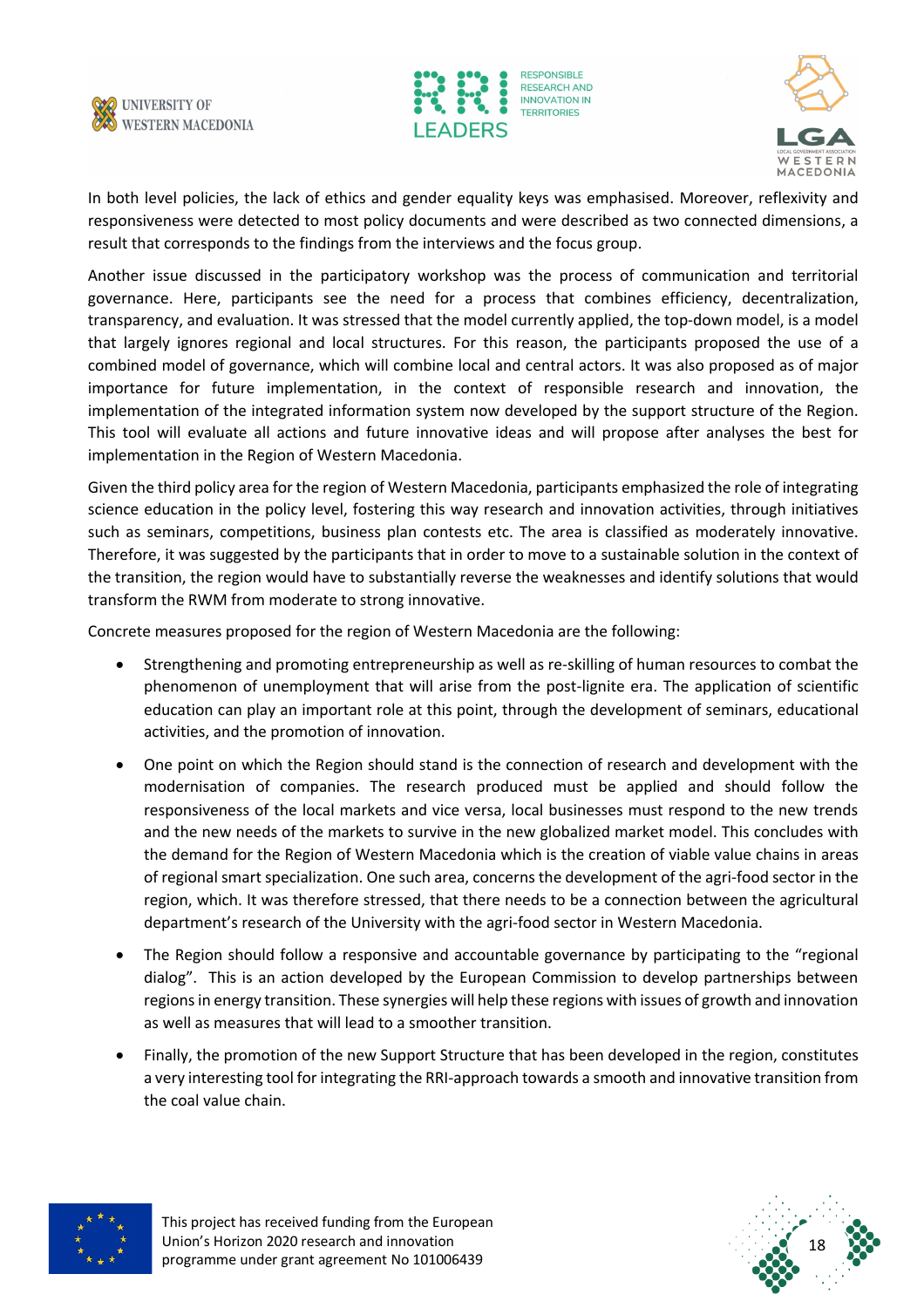In both level policies, the lack of ethics and gender equality keys was emphasised. Moreover, reflexivity and responsiveness were detected to most policy documents and were described as two connected dimensions, a result that corresponds to the findings from the interviews and the focus group.

Another issue discussed in the participatory workshop was the process of communication and territorial governance. Here, participants see the need for a process that combines efficiency, decentralization, transparency, and evaluation. It was stressed that the model currently applied, the top-down model, is a model that largely ignores regional and local structures. For this reason, the participants proposed the use of a combined model of governance, which will combine local and central actors. It was also proposed as of major importance for future implementation, in the context of responsible research and innovation, the implementation of the integrated information system now developed by the support structure of the Region. This tool will evaluate all actions and future innovative ideas and will propose after analyses the best for implementation in the Region of Western Macedonia.

Given the third policy area for the region of Western Macedonia, participants emphasized the role of integrating science education in the policy level, fostering this way research and innovation activities, through initiatives such as seminars, competitions, business plan contests etc. The area is classified as moderately innovative. Therefore, it was suggested by the participants that in order to move to a sustainable solution in the context of the transition, the region would have to substantially reverse the weaknesses and identify solutions that would transform the RWM from moderate to strong innovative.

Concrete measures proposed for the region of Western Macedonia are the following:

- Strengthening and promoting entrepreneurship as well as re-skilling of human resources to combat the phenomenon of unemployment that will arise from the post-lignite era. The application of scientific education can play an important role at this point, through the development of seminars, educational activities, and the promotion of innovation.
- One point on which the Region should stand is the connection of research and development with the modernisation of companies. The research produced must be applied and should follow the responsiveness of the local markets and vice versa, local businesses must respond to the new trends and the new needs of the markets to survive in the new globalized market model. This concludes with the demand for the Region of Western Macedonia which is the creation of viable value chains in areas of regional smart specialization. One such area, concerns the development of the agri-food sector in the region, which. It was therefore stressed, that there needs to be a connection between the agricultural department's research of the University with the agri-food sector in Western Macedonia.
- The Region should follow a responsive and accountable governance by participating to the "regional dialog". This is an action developed by the European Commission to develop partnerships between regions in energy transition. These synergies will help these regions with issues of growth and innovation as well as measures that will lead to a smoother transition.
- Finally, the promotion of the new Support Structure that has been developed in the region, constitutes a very interesting tool for integrating the RRI-approach towards a smooth and innovative transition from the coal value chain.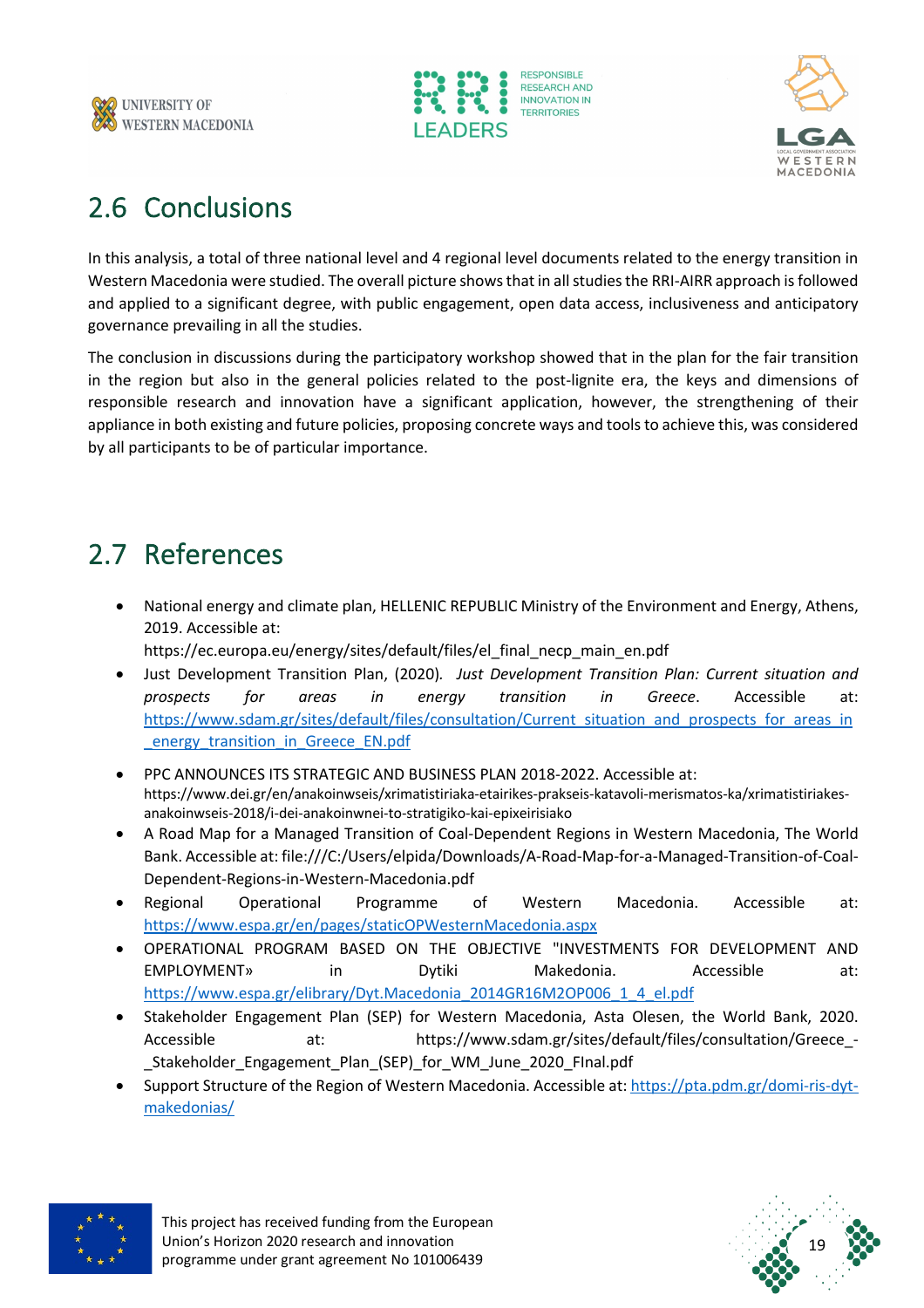## 2.6 Conclusions

In this analysis, a total of three national level and 4 regional level documents related to the energy transition in Western Macedonia were studied. The overall picture shows that in all studies the RRI-AIRR approach is followed and applied to a significant degree, with public engagement, open data access, inclusiveness and anticipatory governance prevailing in all the studies.

The conclusion in discussions during the participatory workshop showed that in the plan for the fair transition in the region but also in the general policies related to the post-lignite era, the keys and dimensions of responsible research and innovation have a significant application, however, the strengthening of their appliance in both existing and future policies, proposing concrete ways and tools to achieve this, was considered by all participants to be of particular importance.

## 2.7 References

- National energy and climate plan, HELLENIC REPUBLIC Ministry of the Environment and Energy, Athens, 2019. Accessible at: https://ec.europa.eu/energy/sites/default/files/el_final_necp_main_en.pdf
- Just Development Transition Plan, (2020). *Just Development Transition Plan: Current situation and prospects for areas in energy transition in Greece*. Accessible at: https://www.sdam.gr/sites/default/files/consultation/Current_situation_and_prospects_for_areas_in_energy_transition_in_Greece_EN.pdf
- PPC ANNOUNCES ITS STRATEGIC AND BUSINESS PLAN 2018-2022. Accessible at: https://www.dei.gr/en/anakoinwseis/xrimatistiriaka-etairikes-prakseis-katavoli-merismatos-ka/xrimatistiriakes-anakoinwseis-2018/i-dei-anakoinwnei-to-stratigiko-kai-epixeirisiako
- A Road Map for a Managed Transition of Coal-Dependent Regions in Western Macedonia, The World Bank. Accessible at: file:///C:/Users/elpida/Downloads/A-Road-Map-for-a-Managed-Transition-of-Coal-Dependent-Regions-in-Western-Macedonia.pdf
- Regional Operational Programme of Western Macedonia. Accessible at: https://www.espa.gr/en/pages/staticOPWesternMacedonia.aspx
- OPERATIONAL PROGRAM BASED ON THE OBJECTIVE "INVESTMENTS FOR DEVELOPMENT AND EMPLOYMENT» in Dytiki Makedonia. Accessible at: https://www.espa.gr/elibrary/Dyt.Macedonia_2014GR16M2OP006_1_4_el.pdf
- Stakeholder Engagement Plan (SEP) for Western Macedonia, Asta Olesen, the World Bank, 2020. Accessible at: https://www.sdam.gr/sites/default/files/consultation/Greece_-_Stakeholder_Engagement_Plan_(SEP)_for_WM_June_2020_FInal.pdf
- Support Structure of the Region of Western Macedonia. Accessible at: https://pta.pdm.gr/domi-ris-dyt-makedonias/

This project has received funding from the European Union's Horizon 2020 research and innovation programme under grant agreement No 101006439